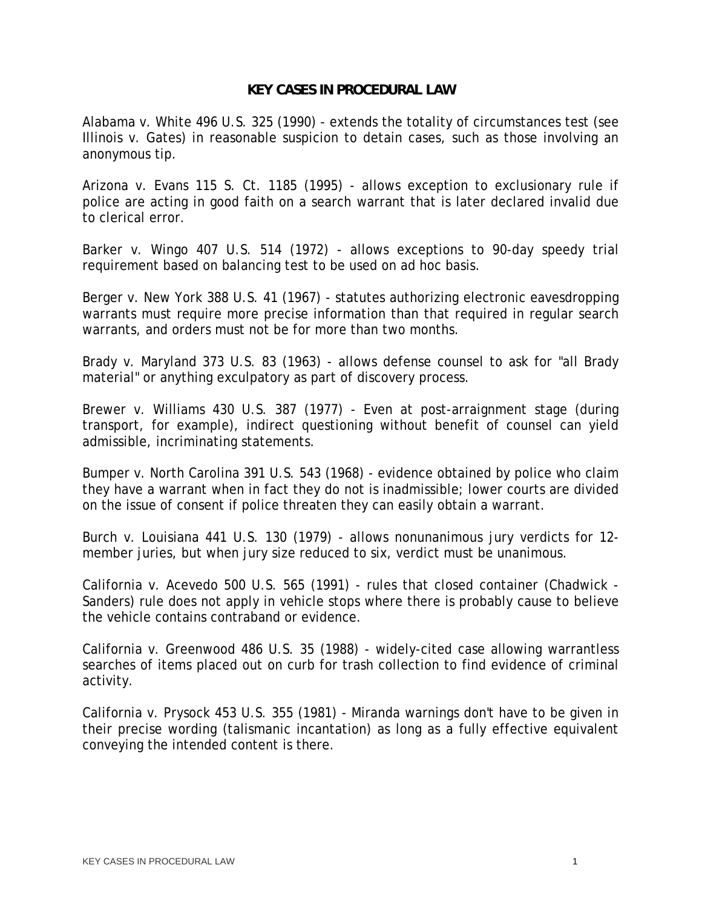# KEY CASES IN PROCEDURAL LAW

Alabama v. White 496 U.S. 325 (1990) - extends the totality of circumstances test (see Illinois v. Gates) in reasonable suspicion to detain cases, such as those involving an anonymous tip.

Arizona v. Evans 115 S. Ct. 1185 (1995) - allows exception to exclusionary rule if police are acting in good faith on a search warrant that is later declared invalid due to clerical error.

Barker v. Wingo 407 U.S. 514 (1972) - allows exceptions to 90-day speedy trial requirement based on balancing test to be used on ad hoc basis.

Berger v. New York 388 U.S. 41 (1967) - statutes authorizing electronic eavesdropping warrants must require more precise information than that required in regular search warrants, and orders must not be for more than two months.

Brady v. Maryland 373 U.S. 83 (1963) - allows defense counsel to ask for "all Brady material" or anything exculpatory as part of discovery process.

Brewer v. Williams 430 U.S. 387 (1977) - Even at post-arraignment stage (during transport, for example), indirect questioning without benefit of counsel can yield admissible, incriminating statements.

Bumper v. North Carolina 391 U.S. 543 (1968) - evidence obtained by police who claim they have a warrant when in fact they do not is inadmissible; lower courts are divided on the issue of consent if police threaten they can easily obtain a warrant.

Burch v. Louisiana 441 U.S. 130 (1979) - allows nonunanimous jury verdicts for 12-member juries, but when jury size reduced to six, verdict must be unanimous.

California v. Acevedo 500 U.S. 565 (1991) - rules that closed container (Chadwick - Sanders) rule does not apply in vehicle stops where there is probably cause to believe the vehicle contains contraband or evidence.

California v. Greenwood 486 U.S. 35 (1988) - widely-cited case allowing warrantless searches of items placed out on curb for trash collection to find evidence of criminal activity.

California v. Prysock 453 U.S. 355 (1981) - Miranda warnings don't have to be given in their precise wording (talismanic incantation) as long as a fully effective equivalent conveying the intended content is there.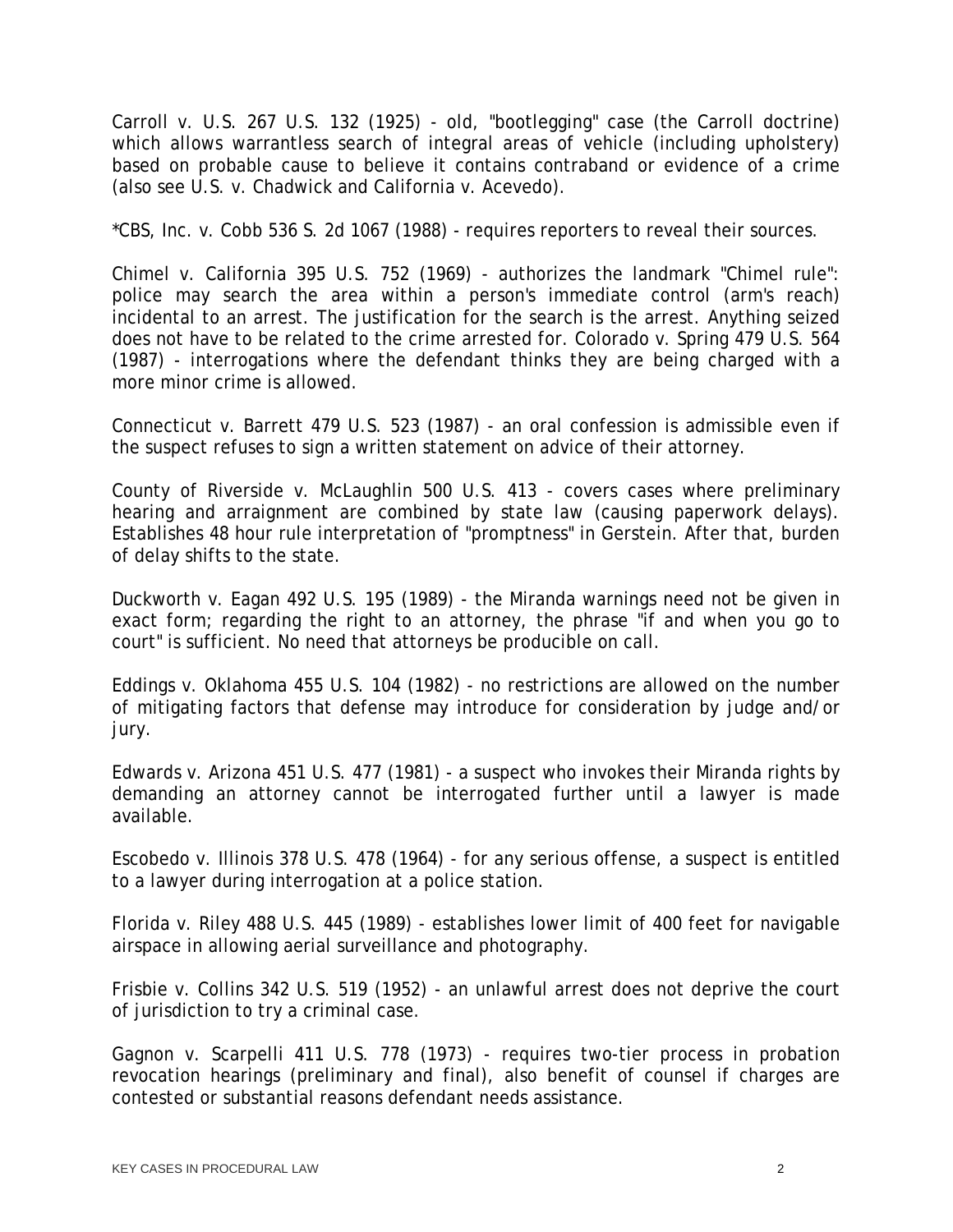Carroll v. U.S. 267 U.S. 132 (1925) - old, "bootlegging" case (the Carroll doctrine) which allows warrantless search of integral areas of vehicle (including upholstery) based on probable cause to believe it contains contraband or evidence of a crime (also see U.S. v. Chadwick and California v. Acevedo).

*CBS, Inc. v. Cobb 536 S. 2d 1067 (1988) - requires reporters to reveal their sources.

Chimel v. California 395 U.S. 752 (1969) - authorizes the landmark "Chimel rule": police may search the area within a person's immediate control (arm's reach) incidental to an arrest. The justification for the search is the arrest. Anything seized does not have to be related to the crime arrested for. Colorado v. Spring 479 U.S. 564 (1987) - interrogations where the defendant thinks they are being charged with a more minor crime is allowed.

Connecticut v. Barrett 479 U.S. 523 (1987) - an oral confession is admissible even if the suspect refuses to sign a written statement on advice of their attorney.

County of Riverside v. McLaughlin 500 U.S. 413 - covers cases where preliminary hearing and arraignment are combined by state law (causing paperwork delays). Establishes 48 hour rule interpretation of "promptness" in Gerstein. After that, burden of delay shifts to the state.

Duckworth v. Eagan 492 U.S. 195 (1989) - the Miranda warnings need not be given in exact form; regarding the right to an attorney, the phrase "if and when you go to court" is sufficient. No need that attorneys be producible on call.

Eddings v. Oklahoma 455 U.S. 104 (1982) - no restrictions are allowed on the number of mitigating factors that defense may introduce for consideration by judge and/or jury.

Edwards v. Arizona 451 U.S. 477 (1981) - a suspect who invokes their Miranda rights by demanding an attorney cannot be interrogated further until a lawyer is made available.

Escobedo v. Illinois 378 U.S. 478 (1964) - for any serious offense, a suspect is entitled to a lawyer during interrogation at a police station.

Florida v. Riley 488 U.S. 445 (1989) - establishes lower limit of 400 feet for navigable airspace in allowing aerial surveillance and photography.

Frisbie v. Collins 342 U.S. 519 (1952) - an unlawful arrest does not deprive the court of jurisdiction to try a criminal case.

Gagnon v. Scarpelli 411 U.S. 778 (1973) - requires two-tier process in probation revocation hearings (preliminary and final), also benefit of counsel if charges are contested or substantial reasons defendant needs assistance.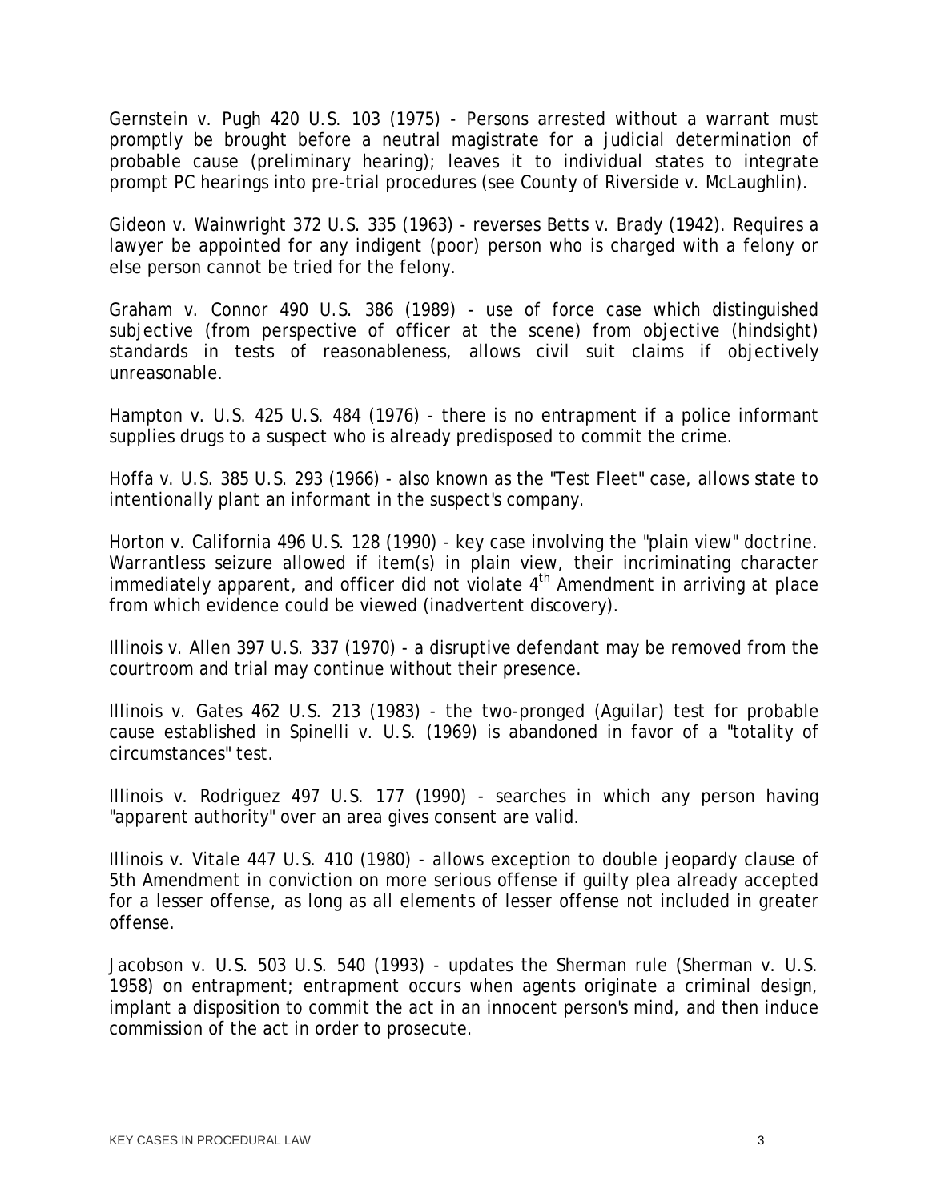Gernstein v. Pugh 420 U.S. 103 (1975) - Persons arrested without a warrant must promptly be brought before a neutral magistrate for a judicial determination of probable cause (preliminary hearing); leaves it to individual states to integrate prompt PC hearings into pre-trial procedures (see County of Riverside v. McLaughlin).

Gideon v. Wainwright 372 U.S. 335 (1963) - reverses Betts v. Brady (1942). Requires a lawyer be appointed for any indigent (poor) person who is charged with a felony or else person cannot be tried for the felony.

Graham v. Connor 490 U.S. 386 (1989) - use of force case which distinguished subjective (from perspective of officer at the scene) from objective (hindsight) standards in tests of reasonableness, allows civil suit claims if objectively unreasonable.

Hampton v. U.S. 425 U.S. 484 (1976) - there is no entrapment if a police informant supplies drugs to a suspect who is already predisposed to commit the crime.

Hoffa v. U.S. 385 U.S. 293 (1966) - also known as the "Test Fleet" case, allows state to intentionally plant an informant in the suspect's company.

Horton v. California 496 U.S. 128 (1990) - key case involving the "plain view" doctrine. Warrantless seizure allowed if item(s) in plain view, their incriminating character immediately apparent, and officer did not violate 4th Amendment in arriving at place from which evidence could be viewed (inadvertent discovery).

Illinois v. Allen 397 U.S. 337 (1970) - a disruptive defendant may be removed from the courtroom and trial may continue without their presence.

Illinois v. Gates 462 U.S. 213 (1983) - the two-pronged (Aguilar) test for probable cause established in Spinelli v. U.S. (1969) is abandoned in favor of a "totality of circumstances" test.

Illinois v. Rodriguez 497 U.S. 177 (1990) - searches in which any person having "apparent authority" over an area gives consent are valid.

Illinois v. Vitale 447 U.S. 410 (1980) - allows exception to double jeopardy clause of 5th Amendment in conviction on more serious offense if guilty plea already accepted for a lesser offense, as long as all elements of lesser offense not included in greater offense.

Jacobson v. U.S. 503 U.S. 540 (1993) - updates the Sherman rule (Sherman v. U.S. 1958) on entrapment; entrapment occurs when agents originate a criminal design, implant a disposition to commit the act in an innocent person's mind, and then induce commission of the act in order to prosecute.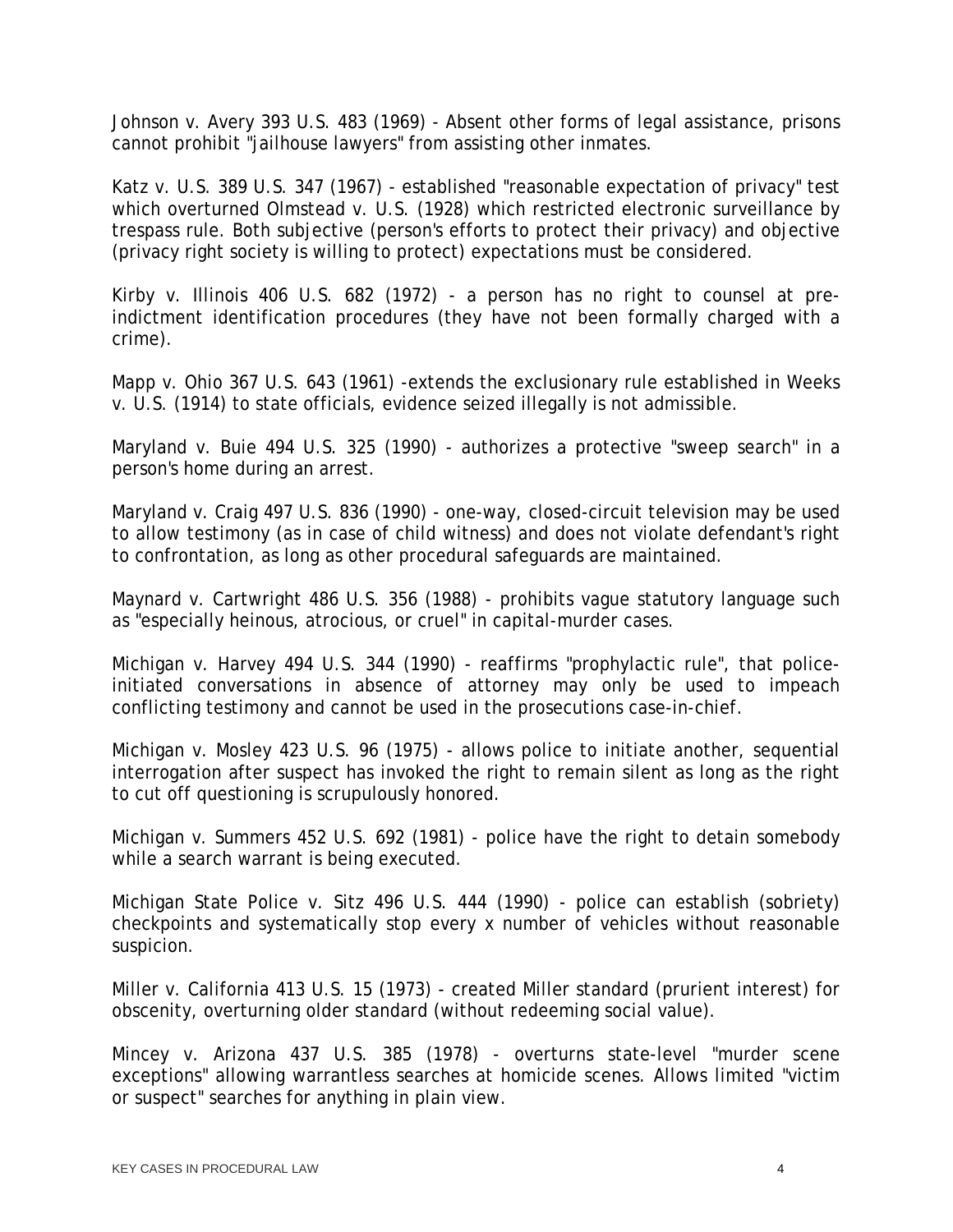Johnson v. Avery 393 U.S. 483 (1969) - Absent other forms of legal assistance, prisons cannot prohibit "jailhouse lawyers" from assisting other inmates.

Katz v. U.S. 389 U.S. 347 (1967) - established "reasonable expectation of privacy" test which overturned Olmstead v. U.S. (1928) which restricted electronic surveillance by trespass rule. Both subjective (person's efforts to protect their privacy) and objective (privacy right society is willing to protect) expectations must be considered.

Kirby v. Illinois 406 U.S. 682 (1972) - a person has no right to counsel at pre-indictment identification procedures (they have not been formally charged with a crime).

Mapp v. Ohio 367 U.S. 643 (1961) -extends the exclusionary rule established in Weeks v. U.S. (1914) to state officials, evidence seized illegally is not admissible.

Maryland v. Buie 494 U.S. 325 (1990) - authorizes a protective "sweep search" in a person's home during an arrest.

Maryland v. Craig 497 U.S. 836 (1990) - one-way, closed-circuit television may be used to allow testimony (as in case of child witness) and does not violate defendant's right to confrontation, as long as other procedural safeguards are maintained.

Maynard v. Cartwright 486 U.S. 356 (1988) - prohibits vague statutory language such as "especially heinous, atrocious, or cruel" in capital-murder cases.

Michigan v. Harvey 494 U.S. 344 (1990) - reaffirms "prophylactic rule", that police-initiated conversations in absence of attorney may only be used to impeach conflicting testimony and cannot be used in the prosecutions case-in-chief.

Michigan v. Mosley 423 U.S. 96 (1975) - allows police to initiate another, sequential interrogation after suspect has invoked the right to remain silent as long as the right to cut off questioning is scrupulously honored.

Michigan v. Summers 452 U.S. 692 (1981) - police have the right to detain somebody while a search warrant is being executed.

Michigan State Police v. Sitz 496 U.S. 444 (1990) - police can establish (sobriety) checkpoints and systematically stop every x number of vehicles without reasonable suspicion.

Miller v. California 413 U.S. 15 (1973) - created Miller standard (prurient interest) for obscenity, overturning older standard (without redeeming social value).

Mincey v. Arizona 437 U.S. 385 (1978) - overturns state-level "murder scene exceptions" allowing warrantless searches at homicide scenes. Allows limited "victim or suspect" searches for anything in plain view.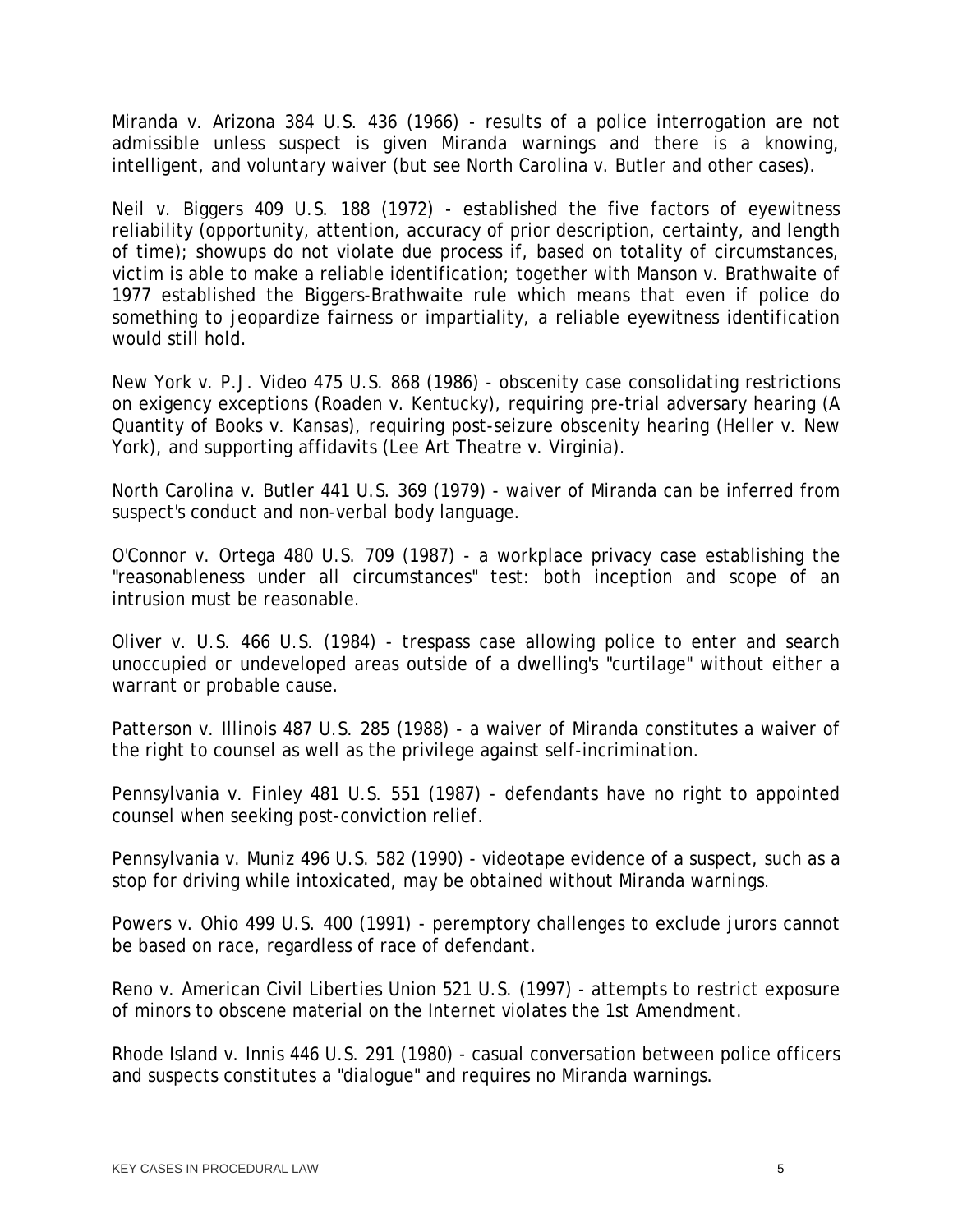Miranda v. Arizona 384 U.S. 436 (1966) - results of a police interrogation are not admissible unless suspect is given Miranda warnings and there is a knowing, intelligent, and voluntary waiver (but see North Carolina v. Butler and other cases).

Neil v. Biggers 409 U.S. 188 (1972) - established the five factors of eyewitness reliability (opportunity, attention, accuracy of prior description, certainty, and length of time); showups do not violate due process if, based on totality of circumstances, victim is able to make a reliable identification; together with Manson v. Brathwaite of 1977 established the Biggers-Brathwaite rule which means that even if police do something to jeopardize fairness or impartiality, a reliable eyewitness identification would still hold.

New York v. P.J. Video 475 U.S. 868 (1986) - obscenity case consolidating restrictions on exigency exceptions (Roaden v. Kentucky), requiring pre-trial adversary hearing (A Quantity of Books v. Kansas), requiring post-seizure obscenity hearing (Heller v. New York), and supporting affidavits (Lee Art Theatre v. Virginia).

North Carolina v. Butler 441 U.S. 369 (1979) - waiver of Miranda can be inferred from suspect's conduct and non-verbal body language.

O'Connor v. Ortega 480 U.S. 709 (1987) - a workplace privacy case establishing the "reasonableness under all circumstances" test: both inception and scope of an intrusion must be reasonable.

Oliver v. U.S. 466 U.S. (1984) - trespass case allowing police to enter and search unoccupied or undeveloped areas outside of a dwelling's "curtilage" without either a warrant or probable cause.

Patterson v. Illinois 487 U.S. 285 (1988) - a waiver of Miranda constitutes a waiver of the right to counsel as well as the privilege against self-incrimination.

Pennsylvania v. Finley 481 U.S. 551 (1987) - defendants have no right to appointed counsel when seeking post-conviction relief.

Pennsylvania v. Muniz 496 U.S. 582 (1990) - videotape evidence of a suspect, such as a stop for driving while intoxicated, may be obtained without Miranda warnings.

Powers v. Ohio 499 U.S. 400 (1991) - peremptory challenges to exclude jurors cannot be based on race, regardless of race of defendant.

Reno v. American Civil Liberties Union 521 U.S. (1997) - attempts to restrict exposure of minors to obscene material on the Internet violates the 1st Amendment.

Rhode Island v. Innis 446 U.S. 291 (1980) - casual conversation between police officers and suspects constitutes a "dialogue" and requires no Miranda warnings.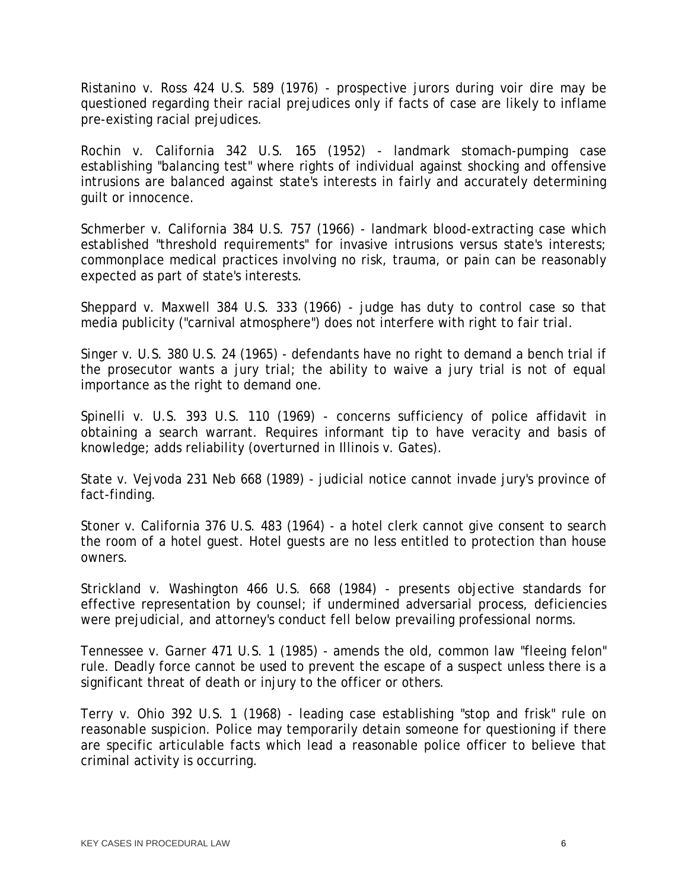Ristanino v. Ross 424 U.S. 589 (1976) - prospective jurors during voir dire may be questioned regarding their racial prejudices only if facts of case are likely to inflame pre-existing racial prejudices.

Rochin v. California 342 U.S. 165 (1952) - landmark stomach-pumping case establishing "balancing test" where rights of individual against shocking and offensive intrusions are balanced against state's interests in fairly and accurately determining guilt or innocence.

Schmerber v. California 384 U.S. 757 (1966) - landmark blood-extracting case which established "threshold requirements" for invasive intrusions versus state's interests; commonplace medical practices involving no risk, trauma, or pain can be reasonably expected as part of state's interests.

Sheppard v. Maxwell 384 U.S. 333 (1966) - judge has duty to control case so that media publicity ("carnival atmosphere") does not interfere with right to fair trial.

Singer v. U.S. 380 U.S. 24 (1965) - defendants have no right to demand a bench trial if the prosecutor wants a jury trial; the ability to waive a jury trial is not of equal importance as the right to demand one.

Spinelli v. U.S. 393 U.S. 110 (1969) - concerns sufficiency of police affidavit in obtaining a search warrant. Requires informant tip to have veracity and basis of knowledge; adds reliability (overturned in Illinois v. Gates).

State v. Vejvoda 231 Neb 668 (1989) - judicial notice cannot invade jury's province of fact-finding.

Stoner v. California 376 U.S. 483 (1964) - a hotel clerk cannot give consent to search the room of a hotel guest. Hotel guests are no less entitled to protection than house owners.

Strickland v. Washington 466 U.S. 668 (1984) - presents objective standards for effective representation by counsel; if undermined adversarial process, deficiencies were prejudicial, and attorney's conduct fell below prevailing professional norms.

Tennessee v. Garner 471 U.S. 1 (1985) - amends the old, common law "fleeing felon" rule. Deadly force cannot be used to prevent the escape of a suspect unless there is a significant threat of death or injury to the officer or others.

Terry v. Ohio 392 U.S. 1 (1968) - leading case establishing "stop and frisk" rule on reasonable suspicion. Police may temporarily detain someone for questioning if there are specific articulable facts which lead a reasonable police officer to believe that criminal activity is occurring.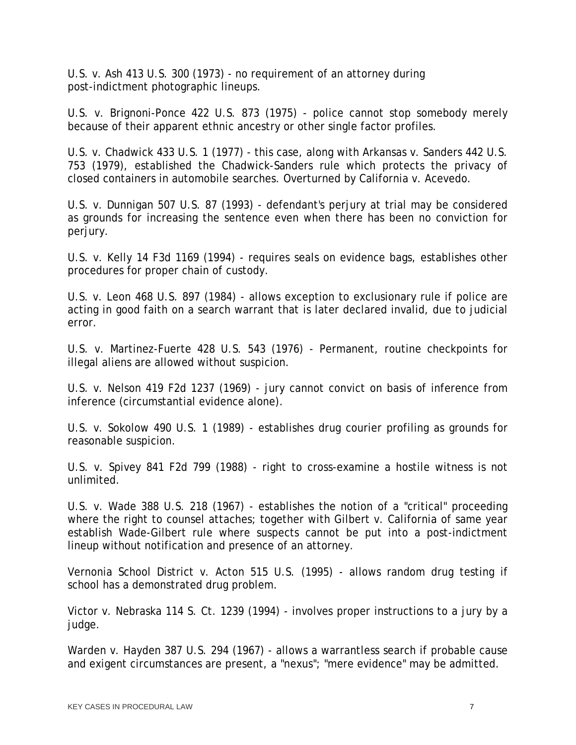U.S. v. Ash 413 U.S. 300 (1973) - no requirement of an attorney during post-indictment photographic lineups.

U.S. v. Brignoni-Ponce 422 U.S. 873 (1975) - police cannot stop somebody merely because of their apparent ethnic ancestry or other single factor profiles.

U.S. v. Chadwick 433 U.S. 1 (1977) - this case, along with Arkansas v. Sanders 442 U.S. 753 (1979), established the Chadwick-Sanders rule which protects the privacy of closed containers in automobile searches. Overturned by California v. Acevedo.

U.S. v. Dunnigan 507 U.S. 87 (1993) - defendant's perjury at trial may be considered as grounds for increasing the sentence even when there has been no conviction for perjury.

U.S. v. Kelly 14 F3d 1169 (1994) - requires seals on evidence bags, establishes other procedures for proper chain of custody.

U.S. v. Leon 468 U.S. 897 (1984) - allows exception to exclusionary rule if police are acting in good faith on a search warrant that is later declared invalid, due to judicial error.

U.S. v. Martinez-Fuerte 428 U.S. 543 (1976) - Permanent, routine checkpoints for illegal aliens are allowed without suspicion.

U.S. v. Nelson 419 F2d 1237 (1969) - jury cannot convict on basis of inference from inference (circumstantial evidence alone).

U.S. v. Sokolow 490 U.S. 1 (1989) - establishes drug courier profiling as grounds for reasonable suspicion.

U.S. v. Spivey 841 F2d 799 (1988) - right to cross-examine a hostile witness is not unlimited.

U.S. v. Wade 388 U.S. 218 (1967) - establishes the notion of a "critical" proceeding where the right to counsel attaches; together with Gilbert v. California of same year establish Wade-Gilbert rule where suspects cannot be put into a post-indictment lineup without notification and presence of an attorney.

Vernonia School District v. Acton 515 U.S. (1995) - allows random drug testing if school has a demonstrated drug problem.

Victor v. Nebraska 114 S. Ct. 1239 (1994) - involves proper instructions to a jury by a judge.

Warden v. Hayden 387 U.S. 294 (1967) - allows a warrantless search if probable cause and exigent circumstances are present, a "nexus"; "mere evidence" may be admitted.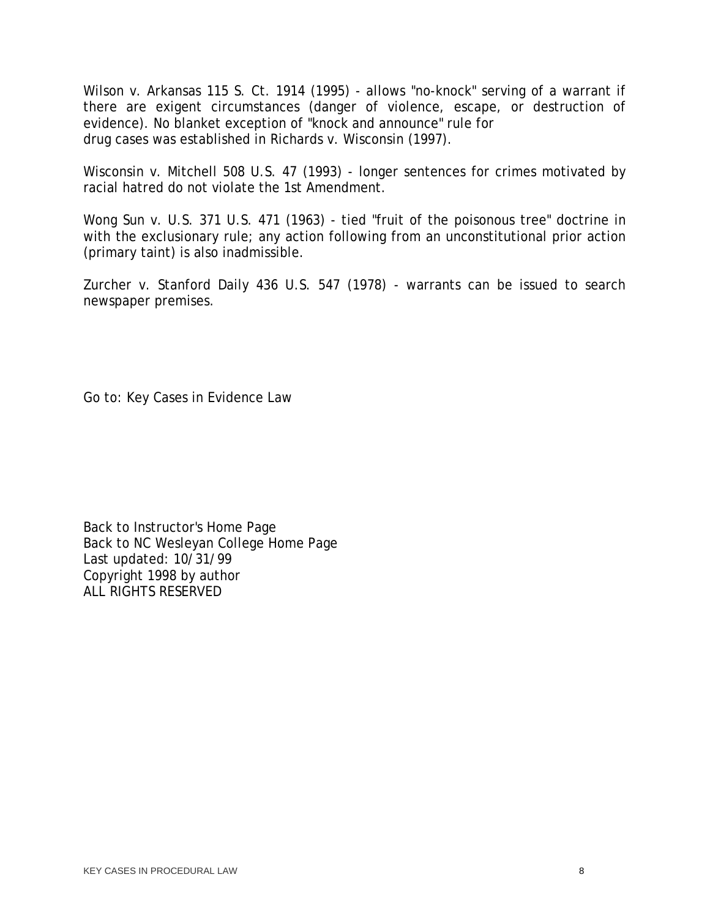Wilson v. Arkansas 115 S. Ct. 1914 (1995) - allows "no-knock" serving of a warrant if there are exigent circumstances (danger of violence, escape, or destruction of evidence). No blanket exception of "knock and announce" rule for drug cases was established in Richards v. Wisconsin (1997).

Wisconsin v. Mitchell 508 U.S. 47 (1993) - longer sentences for crimes motivated by racial hatred do not violate the 1st Amendment.

Wong Sun v. U.S. 371 U.S. 471 (1963) - tied "fruit of the poisonous tree" doctrine in with the exclusionary rule; any action following from an unconstitutional prior action (primary taint) is also inadmissible.

Zurcher v. Stanford Daily 436 U.S. 547 (1978) - warrants can be issued to search newspaper premises.

Go to: Key Cases in Evidence Law

Back to Instructor's Home Page
Back to NC Wesleyan College Home Page
Last updated: 10/31/99
Copyright 1998 by author
ALL RIGHTS RESERVED